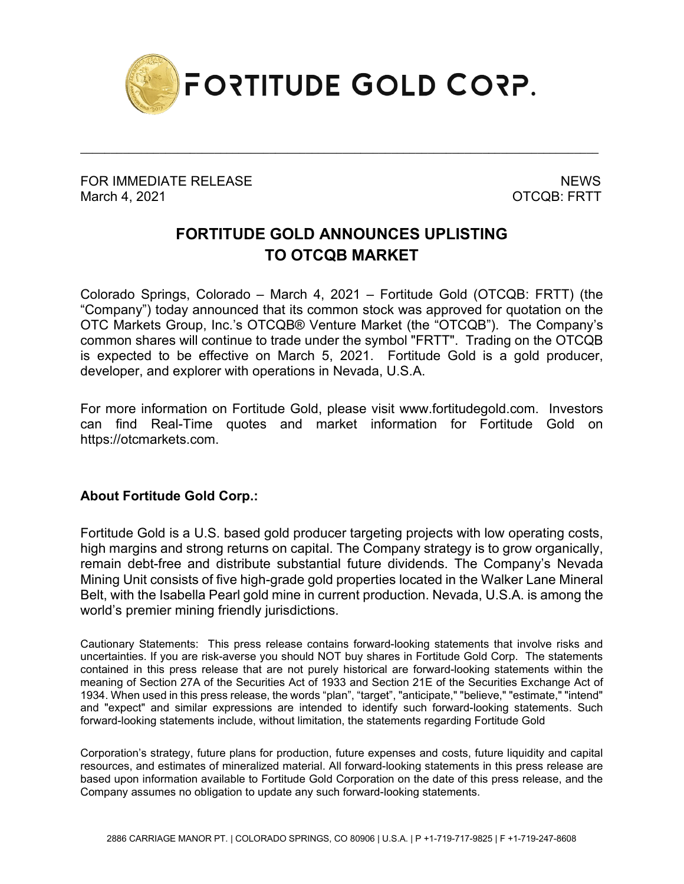# FORTITUDE GOLD CORP.

FOR IMMEDIATE RELEASE
March 4, 2021

NEWS
OTCQB: FRTT

## FORTITUDE GOLD ANNOUNCES UPLISTING TO OTCQB MARKET

Colorado Springs, Colorado – March 4, 2021 – Fortitude Gold (OTCQB: FRTT) (the "Company") today announced that its common stock was approved for quotation on the OTC Markets Group, Inc.'s OTCQB® Venture Market (the "OTCQB"). The Company's common shares will continue to trade under the symbol "FRTT". Trading on the OTCQB is expected to be effective on March 5, 2021. Fortitude Gold is a gold producer, developer, and explorer with operations in Nevada, U.S.A.

For more information on Fortitude Gold, please visit www.fortitudegold.com. Investors can find Real-Time quotes and market information for Fortitude Gold on https://otcmarkets.com.

**About Fortitude Gold Corp.:**

Fortitude Gold is a U.S. based gold producer targeting projects with low operating costs, high margins and strong returns on capital. The Company strategy is to grow organically, remain debt-free and distribute substantial future dividends. The Company's Nevada Mining Unit consists of five high-grade gold properties located in the Walker Lane Mineral Belt, with the Isabella Pearl gold mine in current production. Nevada, U.S.A. is among the world's premier mining friendly jurisdictions.

Cautionary Statements: This press release contains forward-looking statements that involve risks and uncertainties. If you are risk-averse you should NOT buy shares in Fortitude Gold Corp. The statements contained in this press release that are not purely historical are forward-looking statements within the meaning of Section 27A of the Securities Act of 1933 and Section 21E of the Securities Exchange Act of 1934. When used in this press release, the words "plan", "target", "anticipate," "believe," "estimate," "intend" and "expect" and similar expressions are intended to identify such forward-looking statements. Such forward-looking statements include, without limitation, the statements regarding Fortitude Gold

Corporation's strategy, future plans for production, future expenses and costs, future liquidity and capital resources, and estimates of mineralized material. All forward-looking statements in this press release are based upon information available to Fortitude Gold Corporation on the date of this press release, and the Company assumes no obligation to update any such forward-looking statements.

2886 CARRIAGE MANOR PT. | COLORADO SPRINGS, CO 80906 | U.S.A. | P +1-719-717-9825 | F +1-719-247-8608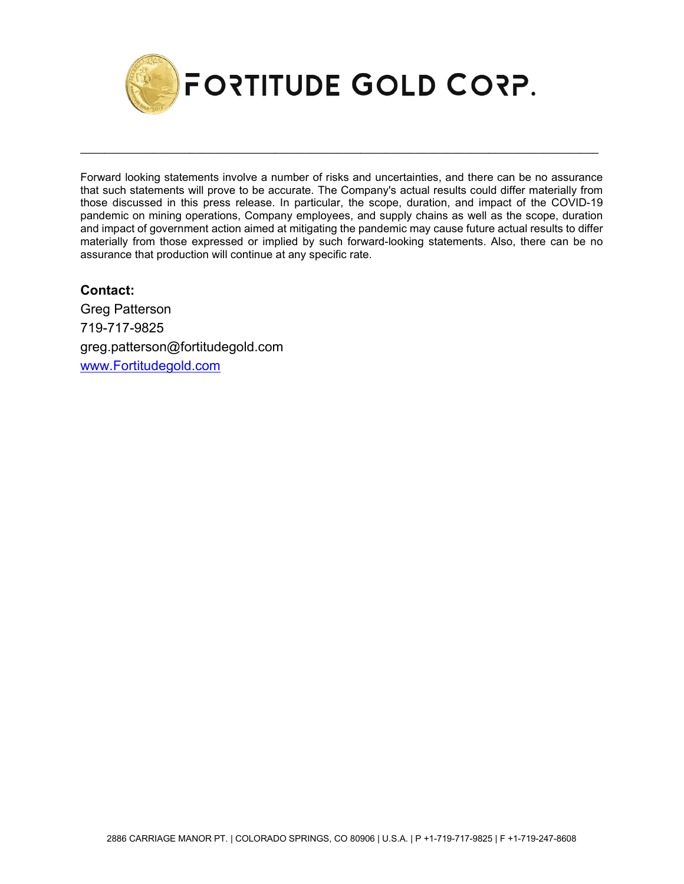Forward looking statements involve a number of risks and uncertainties, and there can be no assurance that such statements will prove to be accurate. The Company's actual results could differ materially from those discussed in this press release. In particular, the scope, duration, and impact of the COVID-19 pandemic on mining operations, Company employees, and supply chains as well as the scope, duration and impact of government action aimed at mitigating the pandemic may cause future actual results to differ materially from those expressed or implied by such forward-looking statements. Also, there can be no assurance that production will continue at any specific rate.

**Contact:**

Greg Patterson
719-717-9825
greg.patterson@fortitudegold.com
[www.Fortitudegold.com](http://www.Fortitudegold.com)